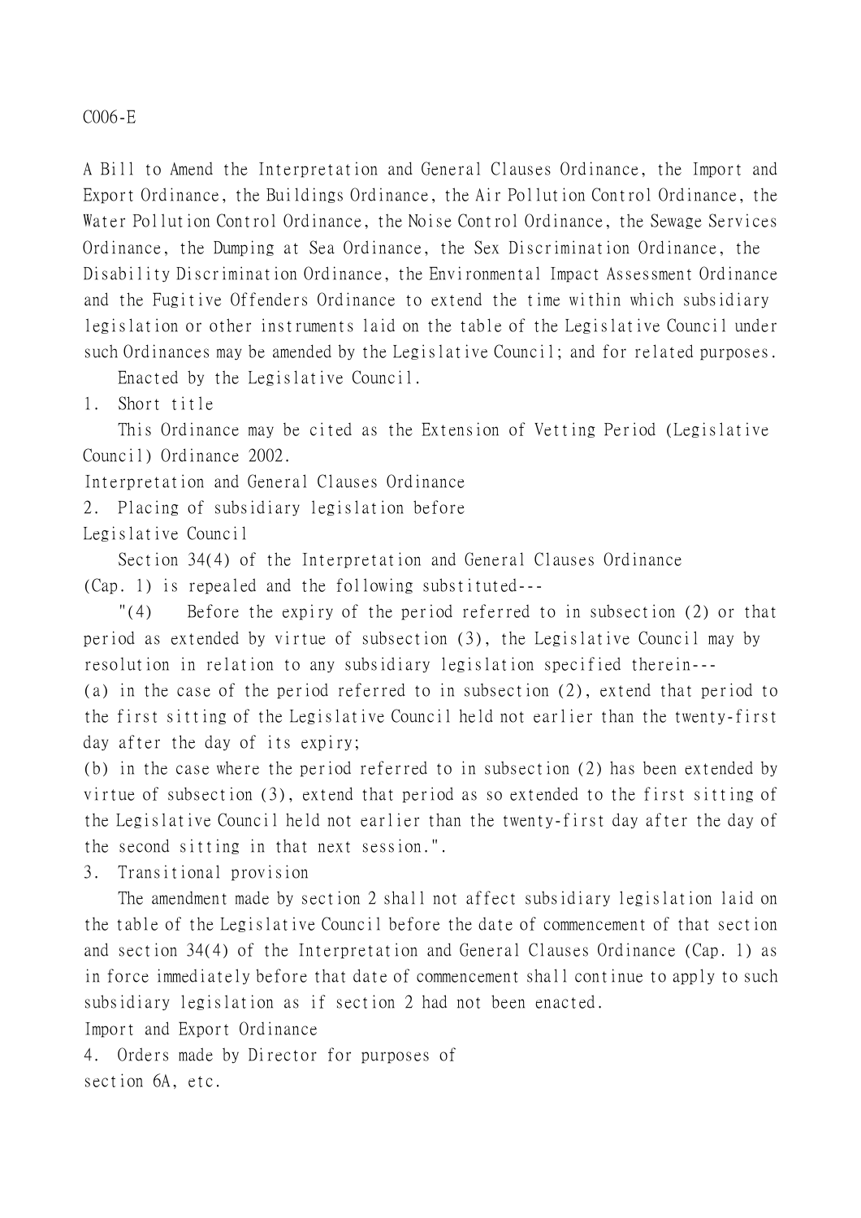C006-E

A Bill to Amend the Interpretation and General Clauses Ordinance, the Import and Export Ordinance, the Buildings Ordinance, the Air Pollution Control Ordinance, the Water Pollution Control Ordinance, the Noise Control Ordinance, the Sewage Services Ordinance, the Dumping at Sea Ordinance, the Sex Discrimination Ordinance, the Disability Discrimination Ordinance, the Environmental Impact Assessment Ordinance and the Fugitive Offenders Ordinance to extend the time within which subsidiary legislation or other instruments laid on the table of the Legislative Council under such Ordinances may be amended by the Legislative Council; and for related purposes.

Enacted by the Legislative Council.

1. Short title

This Ordinance may be cited as the Extension of Vetting Period (Legislative Council) Ordinance 2002.

Interpretation and General Clauses Ordinance

2. Placing of subsidiary legislation before Legislative Council

Section 34(4) of the Interpretation and General Clauses Ordinance (Cap. 1) is repealed and the following substituted---

"(4) Before the expiry of the period referred to in subsection (2) or that period as extended by virtue of subsection (3), the Legislative Council may by resolution in relation to any subsidiary legislation specified therein---

(a) in the case of the period referred to in subsection (2), extend that period to the first sitting of the Legislative Council held not earlier than the twenty-first day after the day of its expiry;

(b) in the case where the period referred to in subsection (2) has been extended by virtue of subsection (3), extend that period as so extended to the first sitting of the Legislative Council held not earlier than the twenty-first day after the day of the second sitting in that next session.".

3. Transitional provision

The amendment made by section 2 shall not affect subsidiary legislation laid on the table of the Legislative Council before the date of commencement of that section and section 34(4) of the Interpretation and General Clauses Ordinance (Cap. 1) as in force immediately before that date of commencement shall continue to apply to such subsidiary legislation as if section 2 had not been enacted.

Import and Export Ordinance

4. Orders made by Director for purposes of section 6A, etc.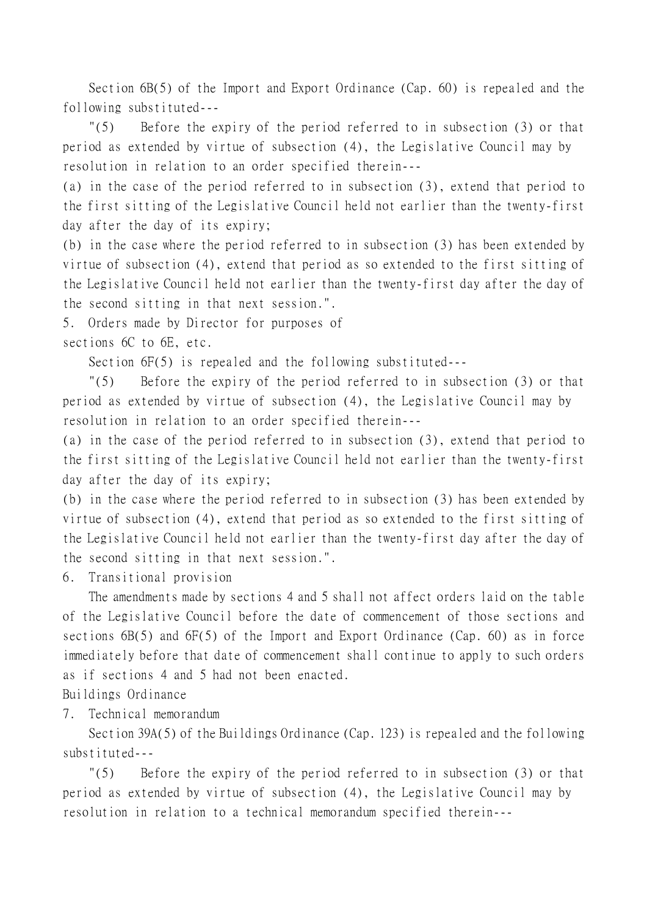Section 6B(5) of the Import and Export Ordinance (Cap. 60) is repealed and the following substituted---

"(5) Before the expiry of the period referred to in subsection (3) or that period as extended by virtue of subsection (4), the Legislative Council may by resolution in relation to an order specified therein---

(a) in the case of the period referred to in subsection (3), extend that period to the first sitting of the Legislative Council held not earlier than the twenty-first day after the day of its expiry;

(b) in the case where the period referred to in subsection (3) has been extended by virtue of subsection (4), extend that period as so extended to the first sitting of the Legislative Council held not earlier than the twenty-first day after the day of the second sitting in that next session.".

5. Orders made by Director for purposes of sections 6C to 6E, etc.

Section 6F(5) is repealed and the following substituted---

"(5) Before the expiry of the period referred to in subsection (3) or that period as extended by virtue of subsection (4), the Legislative Council may by resolution in relation to an order specified therein---

(a) in the case of the period referred to in subsection (3), extend that period to the first sitting of the Legislative Council held not earlier than the twenty-first day after the day of its expiry;

(b) in the case where the period referred to in subsection (3) has been extended by virtue of subsection (4), extend that period as so extended to the first sitting of the Legislative Council held not earlier than the twenty-first day after the day of the second sitting in that next session.".

6. Transitional provision

The amendments made by sections 4 and 5 shall not affect orders laid on the table of the Legislative Council before the date of commencement of those sections and sections 6B(5) and 6F(5) of the Import and Export Ordinance (Cap. 60) as in force immediately before that date of commencement shall continue to apply to such orders as if sections 4 and 5 had not been enacted.

Buildings Ordinance

7. Technical memorandum

Section 39A(5) of the Buildings Ordinance (Cap. 123) is repealed and the following substituted---

"(5) Before the expiry of the period referred to in subsection (3) or that period as extended by virtue of subsection (4), the Legislative Council may by resolution in relation to a technical memorandum specified therein---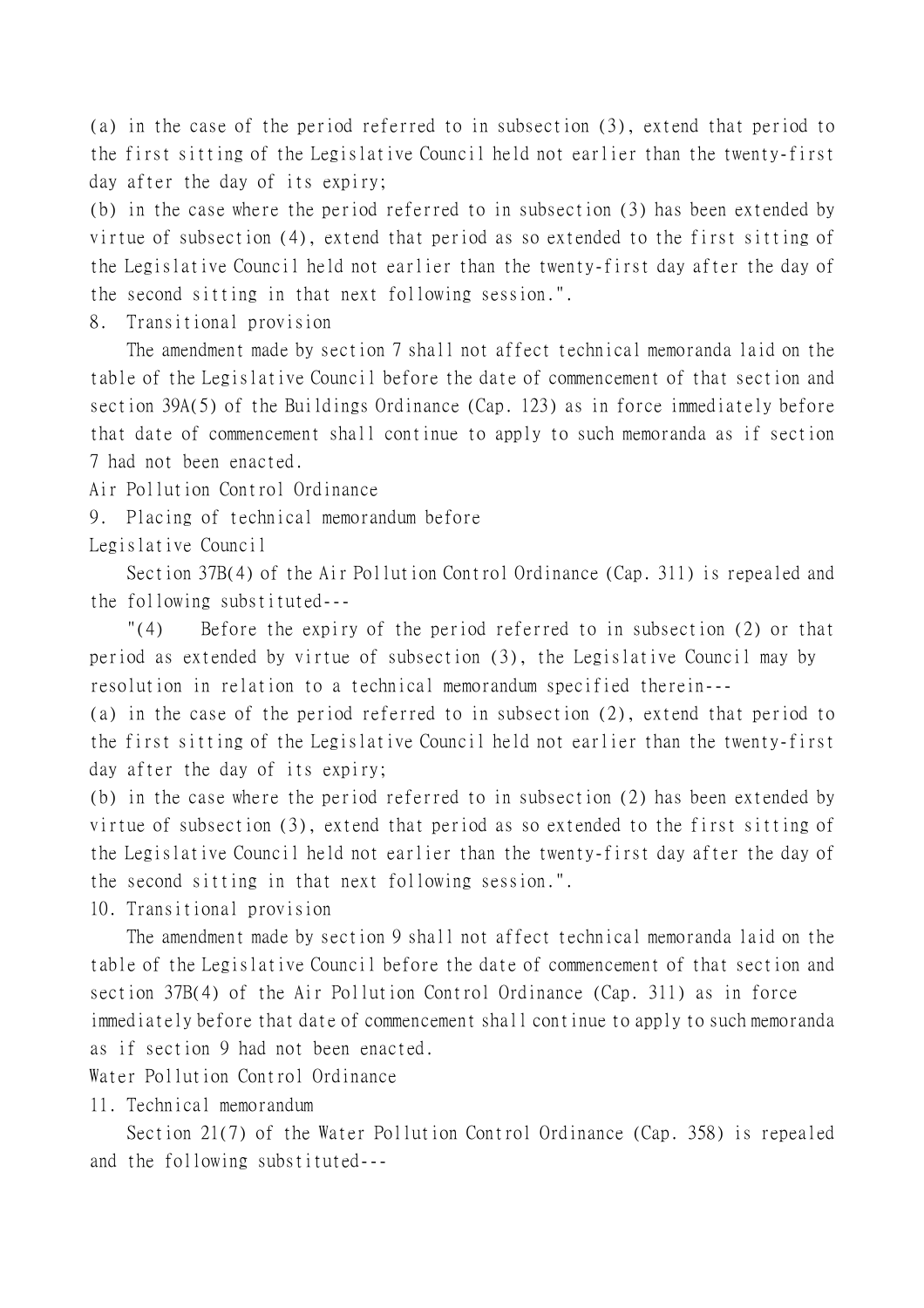(a) in the case of the period referred to in subsection (3), extend that period to the first sitting of the Legislative Council held not earlier than the twenty-first day after the day of its expiry;

(b) in the case where the period referred to in subsection (3) has been extended by virtue of subsection (4), extend that period as so extended to the first sitting of the Legislative Council held not earlier than the twenty-first day after the day of the second sitting in that next following session.".

8. Transitional provision

The amendment made by section 7 shall not affect technical memoranda laid on the table of the Legislative Council before the date of commencement of that section and section 39A(5) of the Buildings Ordinance (Cap. 123) as in force immediately before that date of commencement shall continue to apply to such memoranda as if section 7 had not been enacted.

Air Pollution Control Ordinance

9. Placing of technical memorandum before Legislative Council

Section 37B(4) of the Air Pollution Control Ordinance (Cap. 311) is repealed and the following substituted---

"(4) Before the expiry of the period referred to in subsection (2) or that period as extended by virtue of subsection (3), the Legislative Council may by resolution in relation to a technical memorandum specified therein---

(a) in the case of the period referred to in subsection (2), extend that period to the first sitting of the Legislative Council held not earlier than the twenty-first day after the day of its expiry;

(b) in the case where the period referred to in subsection (2) has been extended by virtue of subsection (3), extend that period as so extended to the first sitting of the Legislative Council held not earlier than the twenty-first day after the day of the second sitting in that next following session.".

10. Transitional provision

The amendment made by section 9 shall not affect technical memoranda laid on the table of the Legislative Council before the date of commencement of that section and section 37B(4) of the Air Pollution Control Ordinance (Cap. 311) as in force immediately before that date of commencement shall continue to apply to such memoranda as if section 9 had not been enacted.

Water Pollution Control Ordinance

11. Technical memorandum

Section 21(7) of the Water Pollution Control Ordinance (Cap. 358) is repealed and the following substituted---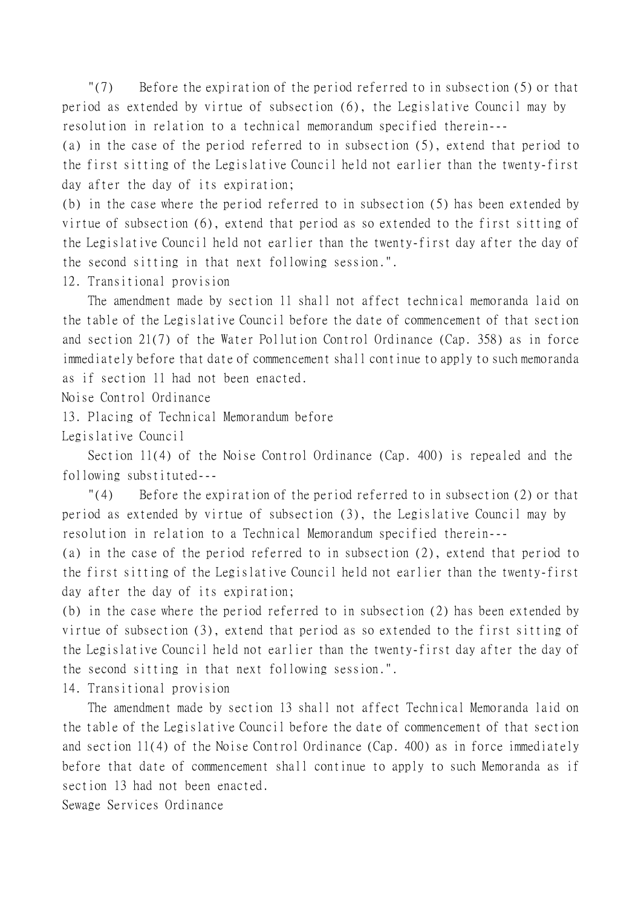"(7) Before the expiration of the period referred to in subsection (5) or that period as extended by virtue of subsection (6), the Legislative Council may by resolution in relation to a technical memorandum specified therein---

(a) in the case of the period referred to in subsection (5), extend that period to the first sitting of the Legislative Council held not earlier than the twenty-first day after the day of its expiration;

(b) in the case where the period referred to in subsection (5) has been extended by virtue of subsection (6), extend that period as so extended to the first sitting of the Legislative Council held not earlier than the twenty-first day after the day of the second sitting in that next following session.".

12. Transitional provision

The amendment made by section 11 shall not affect technical memoranda laid on the table of the Legislative Council before the date of commencement of that section and section 21(7) of the Water Pollution Control Ordinance (Cap. 358) as in force immediately before that date of commencement shall continue to apply to such memoranda as if section 11 had not been enacted.

Noise Control Ordinance

13. Placing of Technical Memorandum before Legislative Council

Section 11(4) of the Noise Control Ordinance (Cap. 400) is repealed and the following substituted---

"(4) Before the expiration of the period referred to in subsection (2) or that period as extended by virtue of subsection (3), the Legislative Council may by resolution in relation to a Technical Memorandum specified therein---

(a) in the case of the period referred to in subsection (2), extend that period to the first sitting of the Legislative Council held not earlier than the twenty-first day after the day of its expiration;

(b) in the case where the period referred to in subsection (2) has been extended by virtue of subsection (3), extend that period as so extended to the first sitting of the Legislative Council held not earlier than the twenty-first day after the day of the second sitting in that next following session.".

14. Transitional provision

The amendment made by section 13 shall not affect Technical Memoranda laid on the table of the Legislative Council before the date of commencement of that section and section 11(4) of the Noise Control Ordinance (Cap. 400) as in force immediately before that date of commencement shall continue to apply to such Memoranda as if section 13 had not been enacted.

Sewage Services Ordinance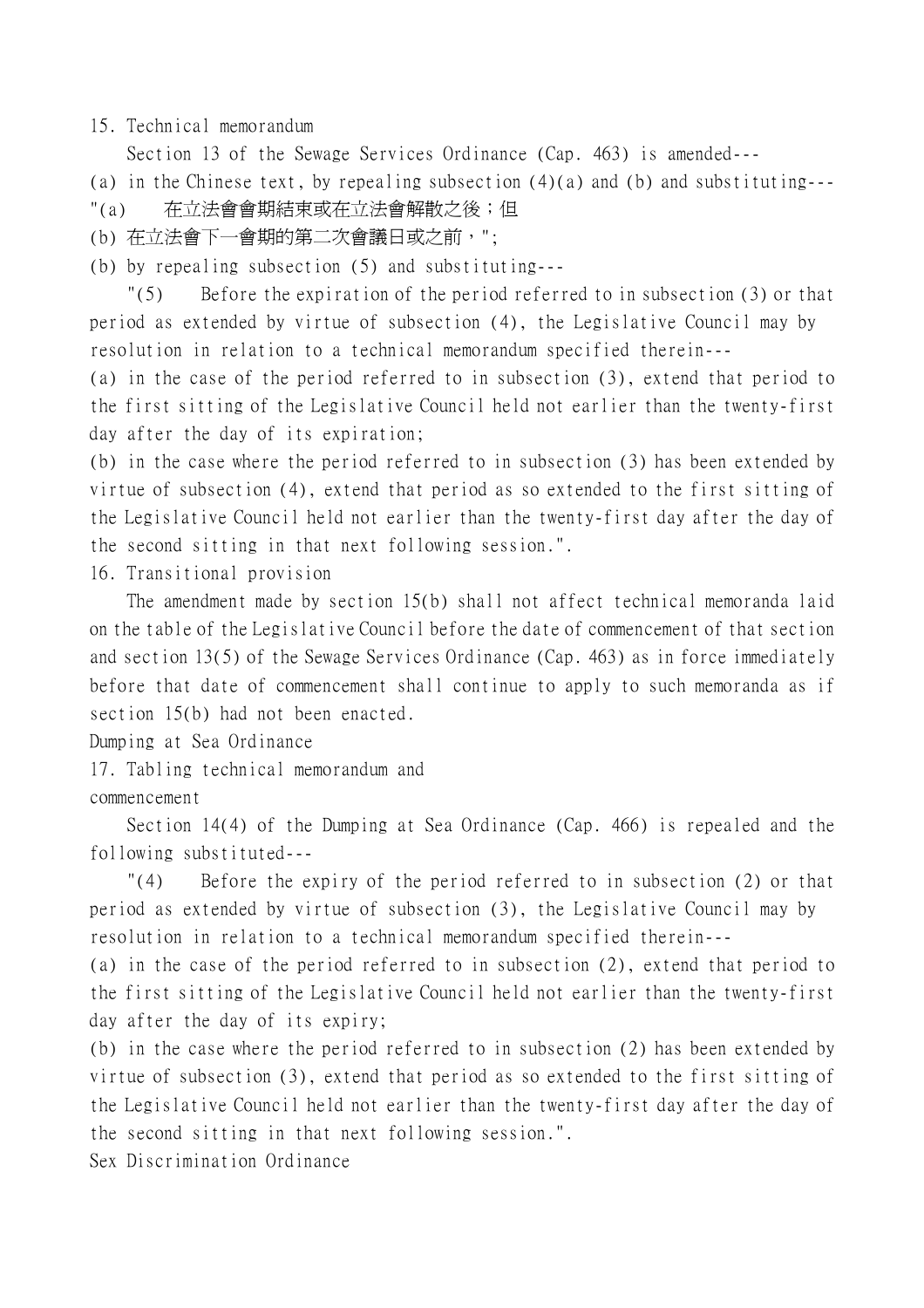15. Technical memorandum

Section 13 of the Sewage Services Ordinance (Cap. 463) is amended---

(a) in the Chinese text, by repealing subsection (4)(a) and (b) and substituting---

"(a) 在立法會會期結束或在立法會解散之後；但

(b) 在立法會下一會期的第二次會議日或之前，";

(b) by repealing subsection (5) and substituting---

"(5) Before the expiration of the period referred to in subsection (3) or that period as extended by virtue of subsection (4), the Legislative Council may by resolution in relation to a technical memorandum specified therein---

(a) in the case of the period referred to in subsection (3), extend that period to the first sitting of the Legislative Council held not earlier than the twenty-first day after the day of its expiration;

(b) in the case where the period referred to in subsection (3) has been extended by virtue of subsection (4), extend that period as so extended to the first sitting of the Legislative Council held not earlier than the twenty-first day after the day of the second sitting in that next following session.".

16. Transitional provision

The amendment made by section 15(b) shall not affect technical memoranda laid on the table of the Legislative Council before the date of commencement of that section and section 13(5) of the Sewage Services Ordinance (Cap. 463) as in force immediately before that date of commencement shall continue to apply to such memoranda as if section 15(b) had not been enacted.

Dumping at Sea Ordinance

17. Tabling technical memorandum and commencement

Section 14(4) of the Dumping at Sea Ordinance (Cap. 466) is repealed and the following substituted---

"(4) Before the expiry of the period referred to in subsection (2) or that period as extended by virtue of subsection (3), the Legislative Council may by resolution in relation to a technical memorandum specified therein---

(a) in the case of the period referred to in subsection (2), extend that period to the first sitting of the Legislative Council held not earlier than the twenty-first day after the day of its expiry;

(b) in the case where the period referred to in subsection (2) has been extended by virtue of subsection (3), extend that period as so extended to the first sitting of the Legislative Council held not earlier than the twenty-first day after the day of the second sitting in that next following session.".

Sex Discrimination Ordinance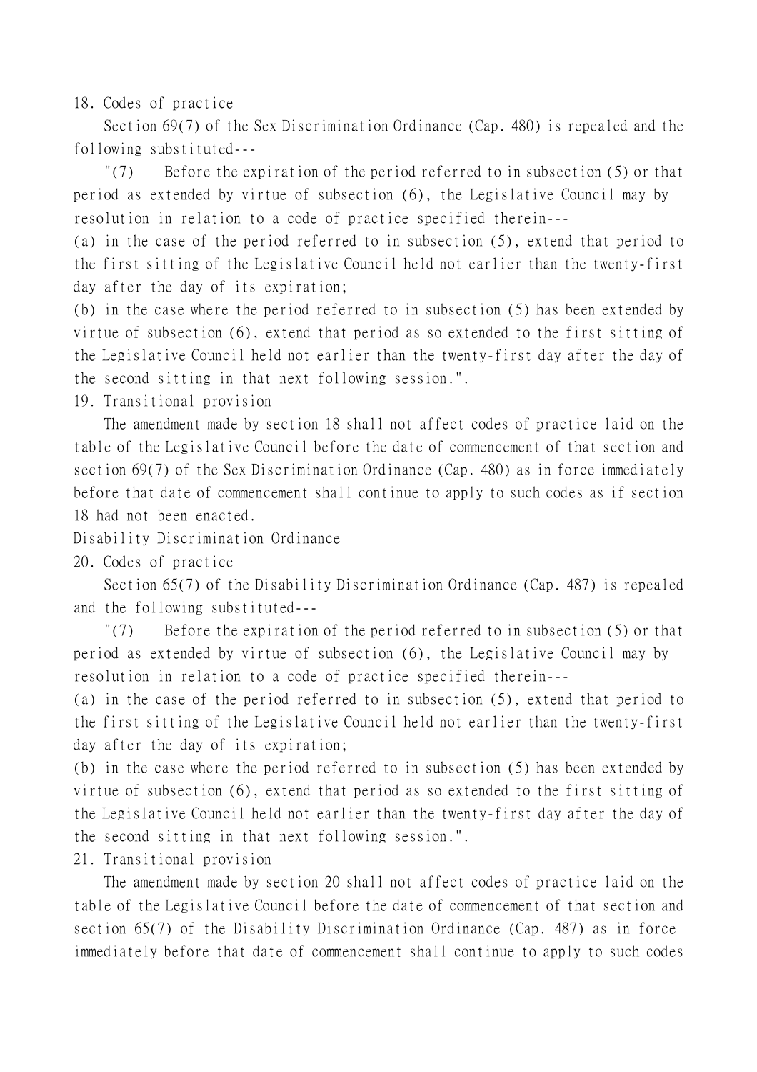18. Codes of practice

Section 69(7) of the Sex Discrimination Ordinance (Cap. 480) is repealed and the following substituted---

"(7) Before the expiration of the period referred to in subsection (5) or that period as extended by virtue of subsection (6), the Legislative Council may by resolution in relation to a code of practice specified therein---

(a) in the case of the period referred to in subsection (5), extend that period to the first sitting of the Legislative Council held not earlier than the twenty-first day after the day of its expiration;

(b) in the case where the period referred to in subsection (5) has been extended by virtue of subsection (6), extend that period as so extended to the first sitting of the Legislative Council held not earlier than the twenty-first day after the day of the second sitting in that next following session.".

19. Transitional provision

The amendment made by section 18 shall not affect codes of practice laid on the table of the Legislative Council before the date of commencement of that section and section 69(7) of the Sex Discrimination Ordinance (Cap. 480) as in force immediately before that date of commencement shall continue to apply to such codes as if section 18 had not been enacted.

Disability Discrimination Ordinance

20. Codes of practice

Section 65(7) of the Disability Discrimination Ordinance (Cap. 487) is repealed and the following substituted---

"(7) Before the expiration of the period referred to in subsection (5) or that period as extended by virtue of subsection (6), the Legislative Council may by resolution in relation to a code of practice specified therein---

(a) in the case of the period referred to in subsection (5), extend that period to the first sitting of the Legislative Council held not earlier than the twenty-first day after the day of its expiration;

(b) in the case where the period referred to in subsection (5) has been extended by virtue of subsection (6), extend that period as so extended to the first sitting of the Legislative Council held not earlier than the twenty-first day after the day of the second sitting in that next following session.".

21. Transitional provision

The amendment made by section 20 shall not affect codes of practice laid on the table of the Legislative Council before the date of commencement of that section and section 65(7) of the Disability Discrimination Ordinance (Cap. 487) as in force immediately before that date of commencement shall continue to apply to such codes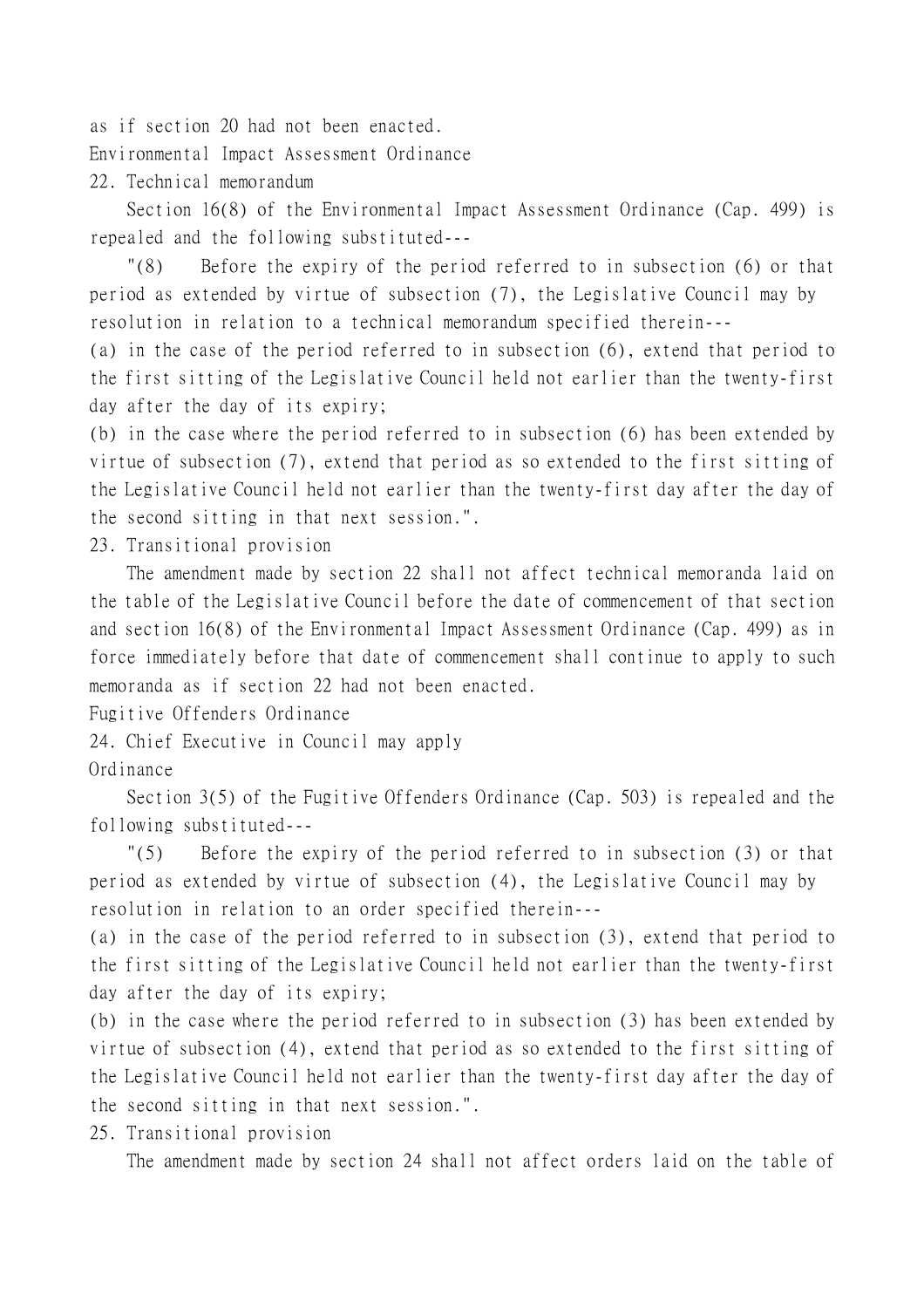as if section 20 had not been enacted.

Environmental Impact Assessment Ordinance

22. Technical memorandum

Section 16(8) of the Environmental Impact Assessment Ordinance (Cap. 499) is repealed and the following substituted---

"(8) Before the expiry of the period referred to in subsection (6) or that period as extended by virtue of subsection (7), the Legislative Council may by resolution in relation to a technical memorandum specified therein---

(a) in the case of the period referred to in subsection (6), extend that period to the first sitting of the Legislative Council held not earlier than the twenty-first day after the day of its expiry;

(b) in the case where the period referred to in subsection (6) has been extended by virtue of subsection (7), extend that period as so extended to the first sitting of the Legislative Council held not earlier than the twenty-first day after the day of the second sitting in that next session.".

23. Transitional provision

The amendment made by section 22 shall not affect technical memoranda laid on the table of the Legislative Council before the date of commencement of that section and section 16(8) of the Environmental Impact Assessment Ordinance (Cap. 499) as in force immediately before that date of commencement shall continue to apply to such memoranda as if section 22 had not been enacted.

Fugitive Offenders Ordinance

24. Chief Executive in Council may apply Ordinance

Section 3(5) of the Fugitive Offenders Ordinance (Cap. 503) is repealed and the following substituted---

"(5) Before the expiry of the period referred to in subsection (3) or that period as extended by virtue of subsection (4), the Legislative Council may by resolution in relation to an order specified therein---

(a) in the case of the period referred to in subsection (3), extend that period to the first sitting of the Legislative Council held not earlier than the twenty-first day after the day of its expiry;

(b) in the case where the period referred to in subsection (3) has been extended by virtue of subsection (4), extend that period as so extended to the first sitting of the Legislative Council held not earlier than the twenty-first day after the day of the second sitting in that next session.".

25. Transitional provision

The amendment made by section 24 shall not affect orders laid on the table of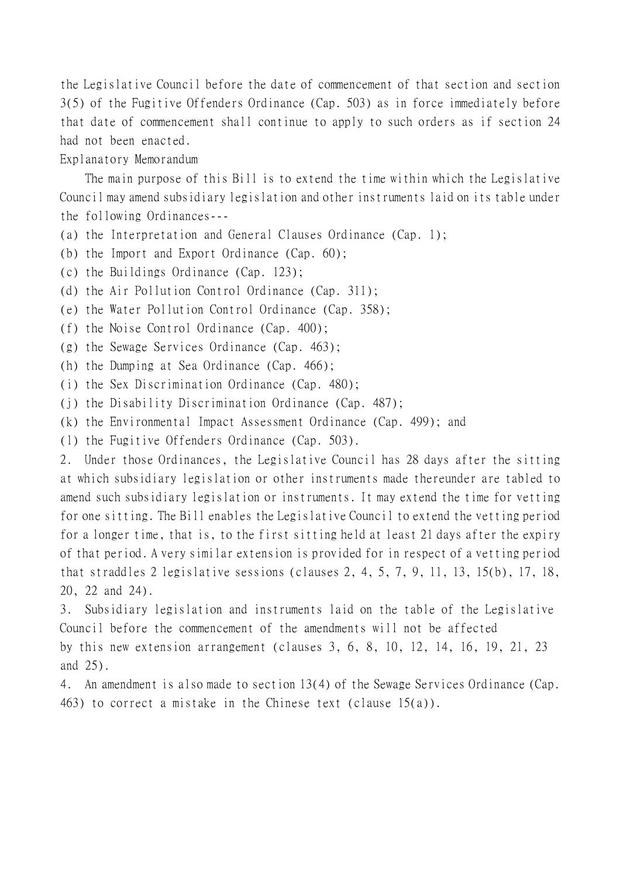the Legislative Council before the date of commencement of that section and section 3(5) of the Fugitive Offenders Ordinance (Cap. 503) as in force immediately before that date of commencement shall continue to apply to such orders as if section 24 had not been enacted.

## Explanatory Memorandum

The main purpose of this Bill is to extend the time within which the Legislative Council may amend subsidiary legislation and other instruments laid on its table under the following Ordinances---

(a) the Interpretation and General Clauses Ordinance (Cap. 1);
(b) the Import and Export Ordinance (Cap. 60);
(c) the Buildings Ordinance (Cap. 123);
(d) the Air Pollution Control Ordinance (Cap. 311);
(e) the Water Pollution Control Ordinance (Cap. 358);
(f) the Noise Control Ordinance (Cap. 400);
(g) the Sewage Services Ordinance (Cap. 463);
(h) the Dumping at Sea Ordinance (Cap. 466);
(i) the Sex Discrimination Ordinance (Cap. 480);
(j) the Disability Discrimination Ordinance (Cap. 487);
(k) the Environmental Impact Assessment Ordinance (Cap. 499); and
(l) the Fugitive Offenders Ordinance (Cap. 503).

2. Under those Ordinances, the Legislative Council has 28 days after the sitting at which subsidiary legislation or other instruments made thereunder are tabled to amend such subsidiary legislation or instruments. It may extend the time for vetting for one sitting. The Bill enables the Legislative Council to extend the vetting period for a longer time, that is, to the first sitting held at least 21 days after the expiry of that period. A very similar extension is provided for in respect of a vetting period that straddles 2 legislative sessions (clauses 2, 4, 5, 7, 9, 11, 13, 15(b), 17, 18, 20, 22 and 24).

3. Subsidiary legislation and instruments laid on the table of the Legislative Council before the commencement of the amendments will not be affected by this new extension arrangement (clauses 3, 6, 8, 10, 12, 14, 16, 19, 21, 23 and 25).

4. An amendment is also made to section 13(4) of the Sewage Services Ordinance (Cap. 463) to correct a mistake in the Chinese text (clause 15(a)).